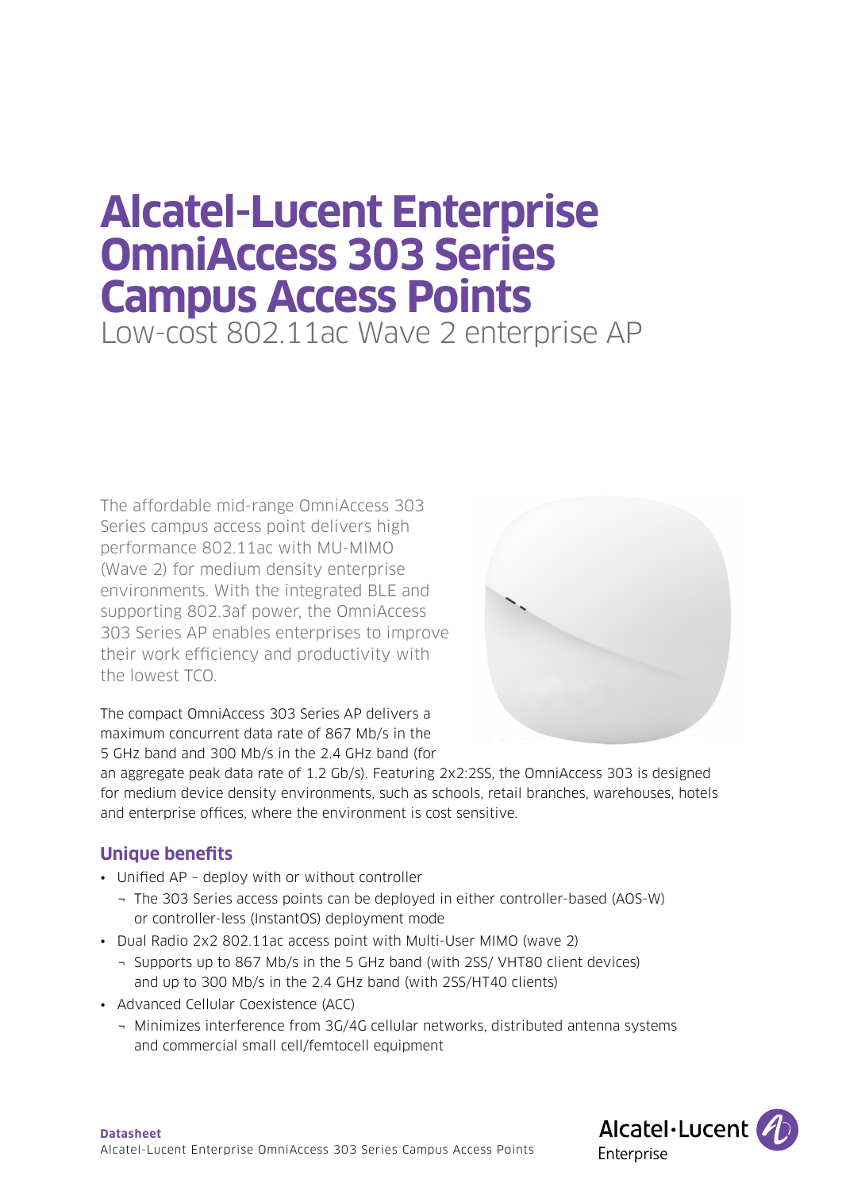# Alcatel-Lucent Enterprise OmniAccess 303 Series Campus Access Points

Low-cost 802.11ac Wave 2 enterprise AP

The affordable mid-range OmniAccess 303 Series campus access point delivers high performance 802.11ac with MU-MIMO (Wave 2) for medium density enterprise environments. With the integrated BLE and supporting 802.3af power, the OmniAccess 303 Series AP enables enterprises to improve their work efficiency and productivity with the lowest TCO.

The compact OmniAccess 303 Series AP delivers a maximum concurrent data rate of 867 Mb/s in the 5 GHz band and 300 Mb/s in the 2.4 GHz band (for an aggregate peak data rate of 1.2 Gb/s). Featuring 2x2:2SS, the OmniAccess 303 is designed for medium device density environments, such as schools, retail branches, warehouses, hotels and enterprise offices, where the environment is cost sensitive.

## Unique benefits

- Unified AP – deploy with or without controller
  - The 303 Series access points can be deployed in either controller-based (AOS-W) or controller-less (InstantOS) deployment mode
- Dual Radio 2x2 802.11ac access point with Multi-User MIMO (wave 2)
  - Supports up to 867 Mb/s in the 5 GHz band (with 2SS/ VHT80 client devices) and up to 300 Mb/s in the 2.4 GHz band (with 2SS/HT40 clients)
- Advanced Cellular Coexistence (ACC)
  - Minimizes interference from 3G/4G cellular networks, distributed antenna systems and commercial small cell/femtocell equipment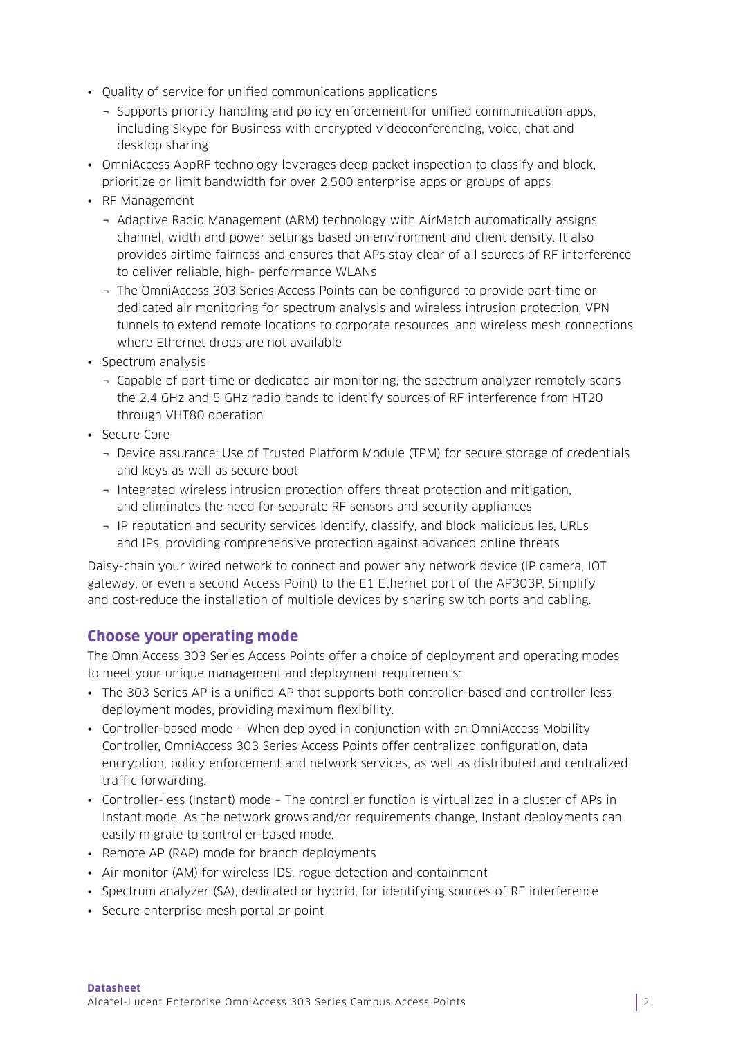- Quality of service for unified communications applications
  - Supports priority handling and policy enforcement for unified communication apps, including Skype for Business with encrypted videoconferencing, voice, chat and desktop sharing
- OmniAccess AppRF technology leverages deep packet inspection to classify and block, prioritize or limit bandwidth for over 2,500 enterprise apps or groups of apps
- RF Management
  - Adaptive Radio Management (ARM) technology with AirMatch automatically assigns channel, width and power settings based on environment and client density. It also provides airtime fairness and ensures that APs stay clear of all sources of RF interference to deliver reliable, high- performance WLANs
  - The OmniAccess 303 Series Access Points can be configured to provide part-time or dedicated air monitoring for spectrum analysis and wireless intrusion protection, VPN tunnels to extend remote locations to corporate resources, and wireless mesh connections where Ethernet drops are not available
- Spectrum analysis
  - Capable of part-time or dedicated air monitoring, the spectrum analyzer remotely scans the 2.4 GHz and 5 GHz radio bands to identify sources of RF interference from HT20 through VHT80 operation
- Secure Core
  - Device assurance: Use of Trusted Platform Module (TPM) for secure storage of credentials and keys as well as secure boot
  - Integrated wireless intrusion protection offers threat protection and mitigation, and eliminates the need for separate RF sensors and security appliances
  - IP reputation and security services identify, classify, and block malicious les, URLs and IPs, providing comprehensive protection against advanced online threats

Daisy-chain your wired network to connect and power any network device (IP camera, IOT gateway, or even a second Access Point) to the E1 Ethernet port of the AP303P. Simplify and cost-reduce the installation of multiple devices by sharing switch ports and cabling.

## Choose your operating mode

The OmniAccess 303 Series Access Points offer a choice of deployment and operating modes to meet your unique management and deployment requirements:

- The 303 Series AP is a unified AP that supports both controller-based and controller-less deployment modes, providing maximum flexibility.
- Controller-based mode – When deployed in conjunction with an OmniAccess Mobility Controller, OmniAccess 303 Series Access Points offer centralized configuration, data encryption, policy enforcement and network services, as well as distributed and centralized traffic forwarding.
- Controller-less (Instant) mode – The controller function is virtualized in a cluster of APs in Instant mode. As the network grows and/or requirements change, Instant deployments can easily migrate to controller-based mode.
- Remote AP (RAP) mode for branch deployments
- Air monitor (AM) for wireless IDS, rogue detection and containment
- Spectrum analyzer (SA), dedicated or hybrid, for identifying sources of RF interference
- Secure enterprise mesh portal or point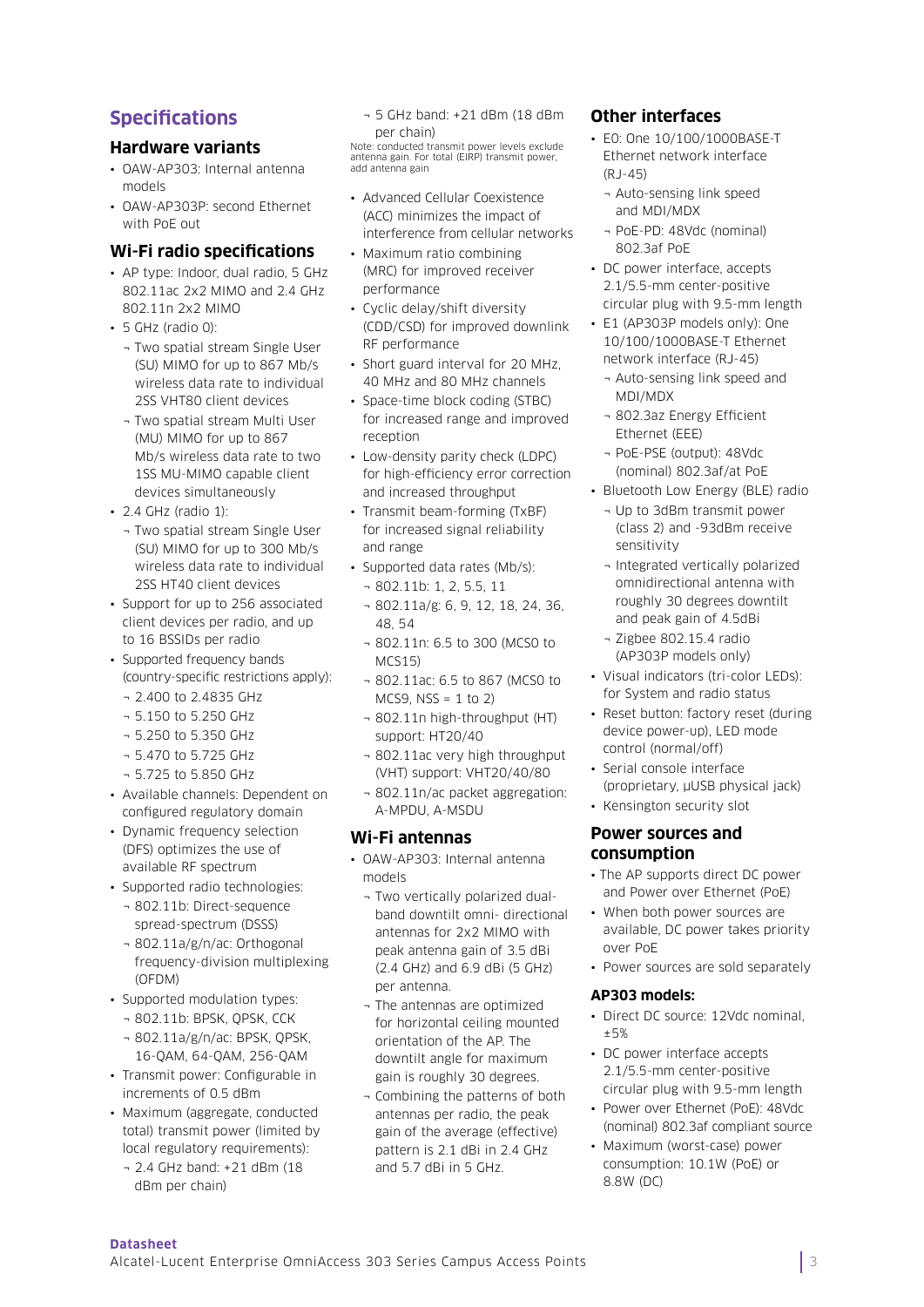## Specifications

### Hardware variants

- OAW-AP303: Internal antenna models
- OAW-AP303P: second Ethernet with PoE out

### Wi-Fi radio specifications

- AP type: Indoor, dual radio, 5 GHz 802.11ac 2x2 MIMO and 2.4 GHz 802.11n 2x2 MIMO
- 5 GHz (radio 0):
  - Two spatial stream Single User (SU) MIMO for up to 867 Mb/s wireless data rate to individual 2SS VHT80 client devices
  - Two spatial stream Multi User (MU) MIMO for up to 867 Mb/s wireless data rate to two 1SS MU-MIMO capable client devices simultaneously
- 2.4 GHz (radio 1):
  - Two spatial stream Single User (SU) MIMO for up to 300 Mb/s wireless data rate to individual 2SS HT40 client devices
- Support for up to 256 associated client devices per radio, and up to 16 BSSIDs per radio
- Supported frequency bands (country-specific restrictions apply):
  - 2.400 to 2.4835 GHz
  - 5.150 to 5.250 GHz
  - 5.250 to 5.350 GHz
  - 5.470 to 5.725 GHz
  - 5.725 to 5.850 GHz
- Available channels: Dependent on configured regulatory domain
- Dynamic frequency selection (DFS) optimizes the use of available RF spectrum
- Supported radio technologies:
  - 802.11b: Direct-sequence spread-spectrum (DSSS)
  - 802.11a/g/n/ac: Orthogonal frequency-division multiplexing (OFDM)
- Supported modulation types:
  - 802.11b: BPSK, QPSK, CCK
  - 802.11a/g/n/ac: BPSK, QPSK, 16-QAM, 64-QAM, 256-QAM
- Transmit power: Configurable in increments of 0.5 dBm
- Maximum (aggregate, conducted total) transmit power (limited by local regulatory requirements):
  - 2.4 GHz band: +21 dBm (18 dBm per chain)
  - 5 GHz band: +21 dBm (18 dBm per chain)

Note: conducted transmit power levels exclude antenna gain. For total (EIRP) transmit power, add antenna gain

- Advanced Cellular Coexistence (ACC) minimizes the impact of interference from cellular networks
- Maximum ratio combining (MRC) for improved receiver performance
- Cyclic delay/shift diversity (CDD/CSD) for improved downlink RF performance
- Short guard interval for 20 MHz, 40 MHz and 80 MHz channels
- Space-time block coding (STBC) for increased range and improved reception
- Low-density parity check (LDPC) for high-efficiency error correction and increased throughput
- Transmit beam-forming (TxBF) for increased signal reliability and range
- Supported data rates (Mb/s):
  - 802.11b: 1, 2, 5.5, 11
  - 802.11a/g: 6, 9, 12, 18, 24, 36, 48, 54
  - 802.11n: 6.5 to 300 (MCS0 to MCS15)
  - 802.11ac: 6.5 to 867 (MCS0 to MCS9, NSS = 1 to 2)
  - 802.11n high-throughput (HT) support: HT20/40
  - 802.11ac very high throughput (VHT) support: VHT20/40/80
  - 802.11n/ac packet aggregation: A-MPDU, A-MSDU

### Wi-Fi antennas

- OAW-AP303: Internal antenna models
  - Two vertically polarized dual-band downtilt omni- directional antennas for 2x2 MIMO with peak antenna gain of 3.5 dBi (2.4 GHz) and 6.9 dBi (5 GHz) per antenna.
  - The antennas are optimized for horizontal ceiling mounted orientation of the AP. The downtilt angle for maximum gain is roughly 30 degrees.
  - Combining the patterns of both antennas per radio, the peak gain of the average (effective) pattern is 2.1 dBi in 2.4 GHz and 5.7 dBi in 5 GHz.

### Other interfaces

- E0: One 10/100/1000BASE-T Ethernet network interface (RJ-45)
  - Auto-sensing link speed and MDI/MDX
  - PoE-PD: 48Vdc (nominal) 802.3af PoE
- DC power interface, accepts 2.1/5.5-mm center-positive circular plug with 9.5-mm length
- E1 (AP303P models only): One 10/100/1000BASE-T Ethernet network interface (RJ-45)
  - Auto-sensing link speed and MDI/MDX
  - 802.3az Energy Efficient Ethernet (EEE)
  - PoE-PSE (output): 48Vdc (nominal) 802.3af/at PoE
- Bluetooth Low Energy (BLE) radio
  - Up to 3dBm transmit power (class 2) and -93dBm receive sensitivity
  - Integrated vertically polarized omnidirectional antenna with roughly 30 degrees downtilt and peak gain of 4.5dBi
  - Zigbee 802.15.4 radio (AP303P models only)
- Visual indicators (tri-color LEDs): for System and radio status
- Reset button: factory reset (during device power-up), LED mode control (normal/off)
- Serial console interface (proprietary, µUSB physical jack)
- Kensington security slot

### Power sources and consumption

- The AP supports direct DC power and Power over Ethernet (PoE)
- When both power sources are available, DC power takes priority over PoE
- Power sources are sold separately

#### AP303 models:

- Direct DC source: 12Vdc nominal, ±5%
- DC power interface accepts 2.1/5.5-mm center-positive circular plug with 9.5-mm length
- Power over Ethernet (PoE): 48Vdc (nominal) 802.3af compliant source
- Maximum (worst-case) power consumption: 10.1W (PoE) or 8.8W (DC)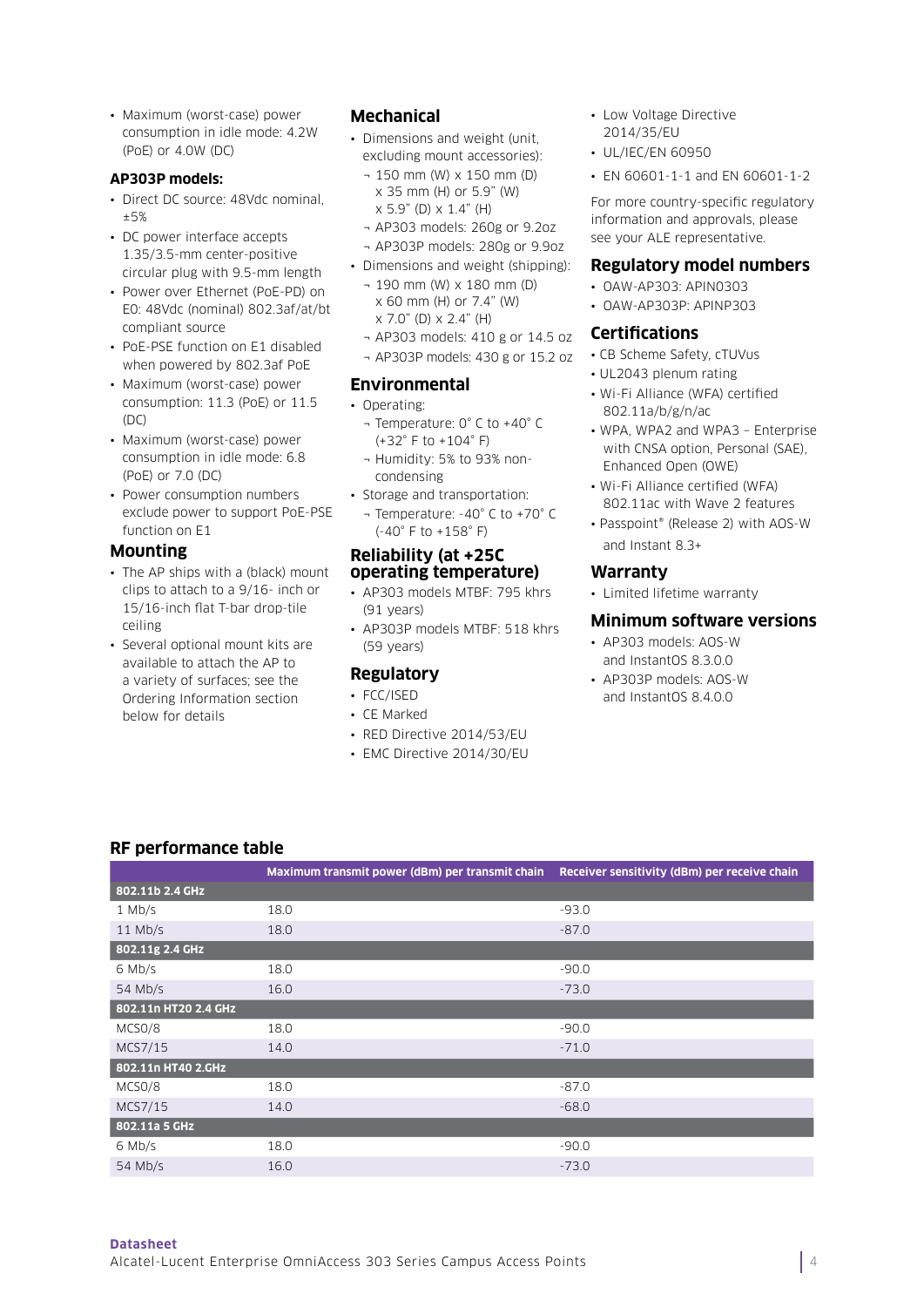- Maximum (worst-case) power consumption in idle mode: 4.2W (PoE) or 4.0W (DC)

**AP303P models:**

- Direct DC source: 48Vdc nominal, ±5%
- DC power interface accepts 1.35/3.5-mm center-positive circular plug with 9.5-mm length
- Power over Ethernet (PoE-PD) on E0: 48Vdc (nominal) 802.3af/at/bt compliant source
- PoE-PSE function on E1 disabled when powered by 802.3af PoE
- Maximum (worst-case) power consumption: 11.3 (PoE) or 11.5 (DC)
- Maximum (worst-case) power consumption in idle mode: 6.8 (PoE) or 7.0 (DC)
- Power consumption numbers exclude power to support PoE-PSE function on E1

## Mounting

- The AP ships with a (black) mount clips to attach to a 9/16- inch or 15/16-inch flat T-bar drop-tile ceiling
- Several optional mount kits are available to attach the AP to a variety of surfaces; see the Ordering Information section below for details

## Mechanical

- Dimensions and weight (unit, excluding mount accessories):
  - 150 mm (W) x 150 mm (D) x 35 mm (H) or 5.9" (W) x 5.9" (D) x 1.4" (H)
  - AP303 models: 260g or 9.2oz
  - AP303P models: 280g or 9.9oz
- Dimensions and weight (shipping):
  - 190 mm (W) x 180 mm (D) x 60 mm (H) or 7.4" (W) x 7.0" (D) x 2.4" (H)
  - AP303 models: 410 g or 14.5 oz
  - AP303P models: 430 g or 15.2 oz

## Environmental

- Operating:
  - Temperature: 0° C to +40° C (+32° F to +104° F)
  - Humidity: 5% to 93% non-condensing
- Storage and transportation:
  - Temperature: -40° C to +70° C (-40° F to +158° F)

## Reliability (at +25C operating temperature)

- AP303 models MTBF: 795 khrs (91 years)
- AP303P models MTBF: 518 khrs (59 years)

## Regulatory

- FCC/ISED
- CE Marked
- RED Directive 2014/53/EU
- EMC Directive 2014/30/EU
- Low Voltage Directive 2014/35/EU
- UL/IEC/EN 60950
- EN 60601-1-1 and EN 60601-1-2

For more country-specific regulatory information and approvals, please see your ALE representative.

## Regulatory model numbers

- OAW-AP303: APIN0303
- OAW-AP303P: APINP303

## Certifications

- CB Scheme Safety, cTUVus
- UL2043 plenum rating
- Wi-Fi Alliance (WFA) certified 802.11a/b/g/n/ac
- WPA, WPA2 and WPA3 – Enterprise with CNSA option, Personal (SAE), Enhanced Open (OWE)
- Wi-Fi Alliance certified (WFA) 802.11ac with Wave 2 features
- Passpoint® (Release 2) with AOS-W and Instant 8.3+

## Warranty

- Limited lifetime warranty

## Minimum software versions

- AP303 models: AOS-W and InstantOS 8.3.0.0
- AP303P models: AOS-W and InstantOS 8.4.0.0

## RF performance table

| | Maximum transmit power (dBm) per transmit chain | Receiver sensitivity (dBm) per receive chain |
|---|---|---|
| **802.11b 2.4 GHz** | | |
| 1 Mb/s | 18.0 | -93.0 |
| 11 Mb/s | 18.0 | -87.0 |
| **802.11g 2.4 GHz** | | |
| 6 Mb/s | 18.0 | -90.0 |
| 54 Mb/s | 16.0 | -73.0 |
| **802.11n HT20 2.4 GHz** | | |
| MCS0/8 | 18.0 | -90.0 |
| MCS7/15 | 14.0 | -71.0 |
| **802.11n HT40 2.GHz** | | |
| MCS0/8 | 18.0 | -87.0 |
| MCS7/15 | 14.0 | -68.0 |
| **802.11a 5 GHz** | | |
| 6 Mb/s | 18.0 | -90.0 |
| 54 Mb/s | 16.0 | -73.0 |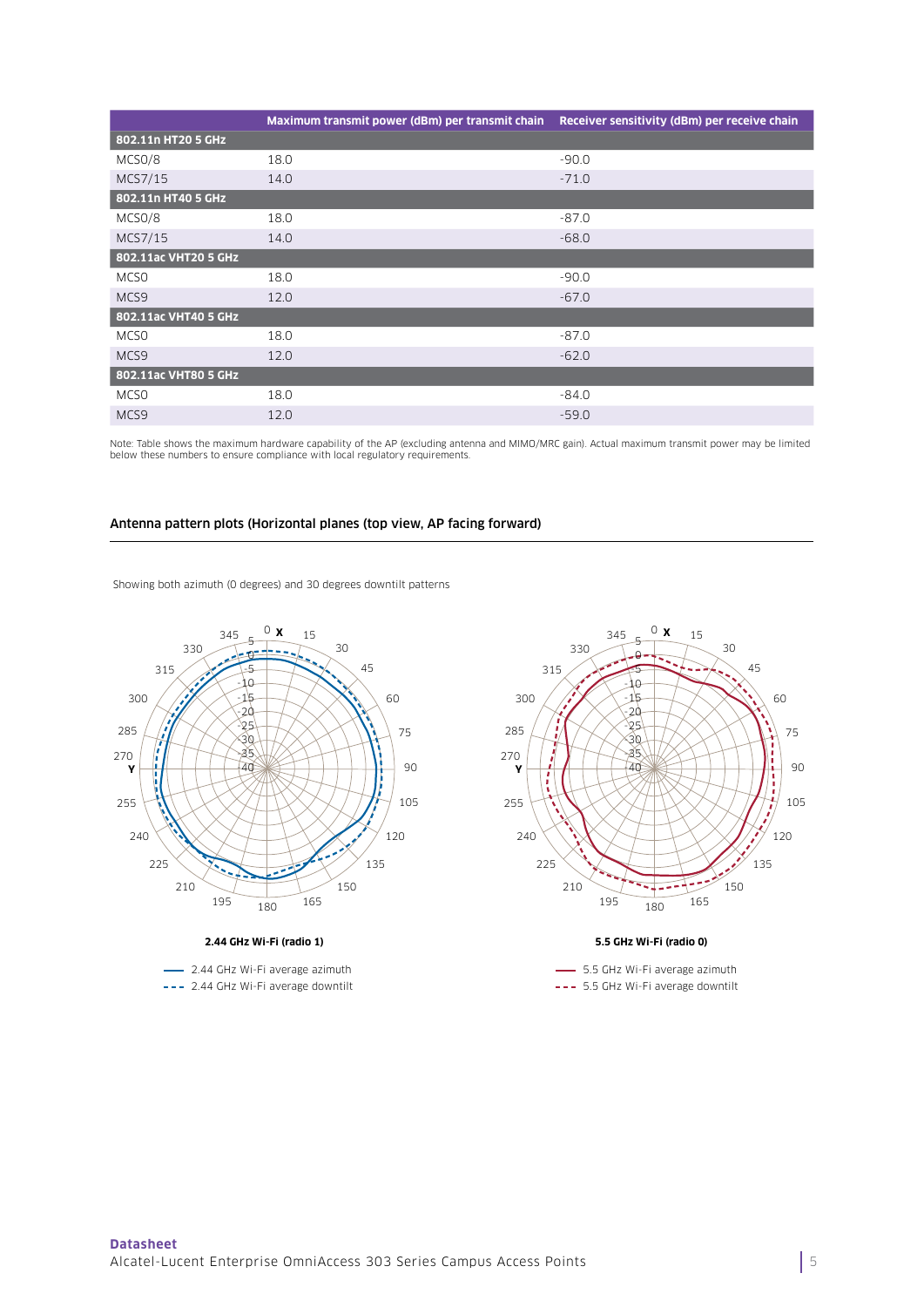| | Maximum transmit power (dBm) per transmit chain | Receiver sensitivity (dBm) per receive chain |
|---|---|---|
| **802.11n HT20 5 GHz** | | |
| MCS0/8 | 18.0 | -90.0 |
| MCS7/15 | 14.0 | -71.0 |
| **802.11n HT40 5 GHz** | | |
| MCS0/8 | 18.0 | -87.0 |
| MCS7/15 | 14.0 | -68.0 |
| **802.11ac VHT20 5 GHz** | | |
| MCS0 | 18.0 | -90.0 |
| MCS9 | 12.0 | -67.0 |
| **802.11ac VHT40 5 GHz** | | |
| MCS0 | 18.0 | -87.0 |
| MCS9 | 12.0 | -62.0 |
| **802.11ac VHT80 5 GHz** | | |
| MCS0 | 18.0 | -84.0 |
| MCS9 | 12.0 | -59.0 |

Note: Table shows the maximum hardware capability of the AP (excluding antenna and MIMO/MRC gain). Actual maximum transmit power may be limited below these numbers to ensure compliance with local regulatory requirements.

## Antenna pattern plots (Horizontal planes (top view, AP facing forward)

Showing both azimuth (0 degrees) and 30 degrees downtilt patterns

**2.44 GHz Wi-Fi (radio 1)**

- 2.44 GHz Wi-Fi average azimuth
- 2.44 GHz Wi-Fi average downtilt

**5.5 GHz Wi-Fi (radio 0)**

- 5.5 GHz Wi-Fi average azimuth
- 5.5 GHz Wi-Fi average downtilt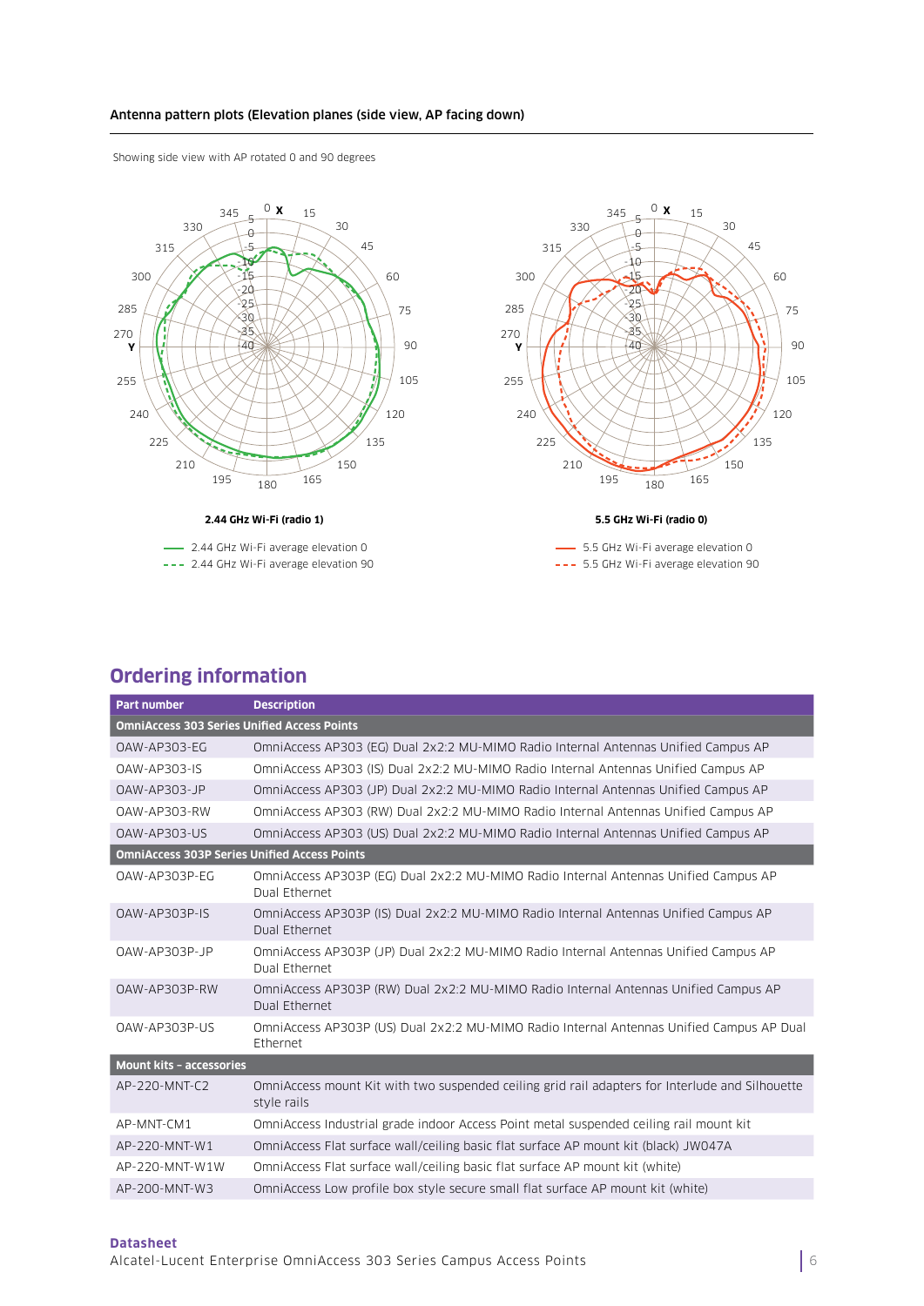### Antenna pattern plots (Elevation planes (side view, AP facing down)

Showing side view with AP rotated 0 and 90 degrees

**2.44 GHz Wi-Fi (radio 1)**

— 2.44 GHz Wi-Fi average elevation 0
- - - 2.44 GHz Wi-Fi average elevation 90

**5.5 GHz Wi-Fi (radio 0)**

— 5.5 GHz Wi-Fi average elevation 0
- - - 5.5 GHz Wi-Fi average elevation 90

## Ordering information

| Part number | Description |
|---|---|
| **OmniAccess 303 Series Unified Access Points** | |
| OAW-AP303-EG | OmniAccess AP303 (EG) Dual 2x2:2 MU-MIMO Radio Internal Antennas Unified Campus AP |
| OAW-AP303-IS | OmniAccess AP303 (IS) Dual 2x2:2 MU-MIMO Radio Internal Antennas Unified Campus AP |
| OAW-AP303-JP | OmniAccess AP303 (JP) Dual 2x2:2 MU-MIMO Radio Internal Antennas Unified Campus AP |
| OAW-AP303-RW | OmniAccess AP303 (RW) Dual 2x2:2 MU-MIMO Radio Internal Antennas Unified Campus AP |
| OAW-AP303-US | OmniAccess AP303 (US) Dual 2x2:2 MU-MIMO Radio Internal Antennas Unified Campus AP |
| **OmniAccess 303P Series Unified Access Points** | |
| OAW-AP303P-EG | OmniAccess AP303P (EG) Dual 2x2:2 MU-MIMO Radio Internal Antennas Unified Campus AP Dual Ethernet |
| OAW-AP303P-IS | OmniAccess AP303P (IS) Dual 2x2:2 MU-MIMO Radio Internal Antennas Unified Campus AP Dual Ethernet |
| OAW-AP303P-JP | OmniAccess AP303P (JP) Dual 2x2:2 MU-MIMO Radio Internal Antennas Unified Campus AP Dual Ethernet |
| OAW-AP303P-RW | OmniAccess AP303P (RW) Dual 2x2:2 MU-MIMO Radio Internal Antennas Unified Campus AP Dual Ethernet |
| OAW-AP303P-US | OmniAccess AP303P (US) Dual 2x2:2 MU-MIMO Radio Internal Antennas Unified Campus AP Dual Ethernet |
| **Mount kits – accessories** | |
| AP-220-MNT-C2 | OmniAccess mount Kit with two suspended ceiling grid rail adapters for Interlude and Silhouette style rails |
| AP-MNT-CM1 | OmniAccess Industrial grade indoor Access Point metal suspended ceiling rail mount kit |
| AP-220-MNT-W1 | OmniAccess Flat surface wall/ceiling basic flat surface AP mount kit (black) JW047A |
| AP-220-MNT-W1W | OmniAccess Flat surface wall/ceiling basic flat surface AP mount kit (white) |
| AP-200-MNT-W3 | OmniAccess Low profile box style secure small flat surface AP mount kit (white) |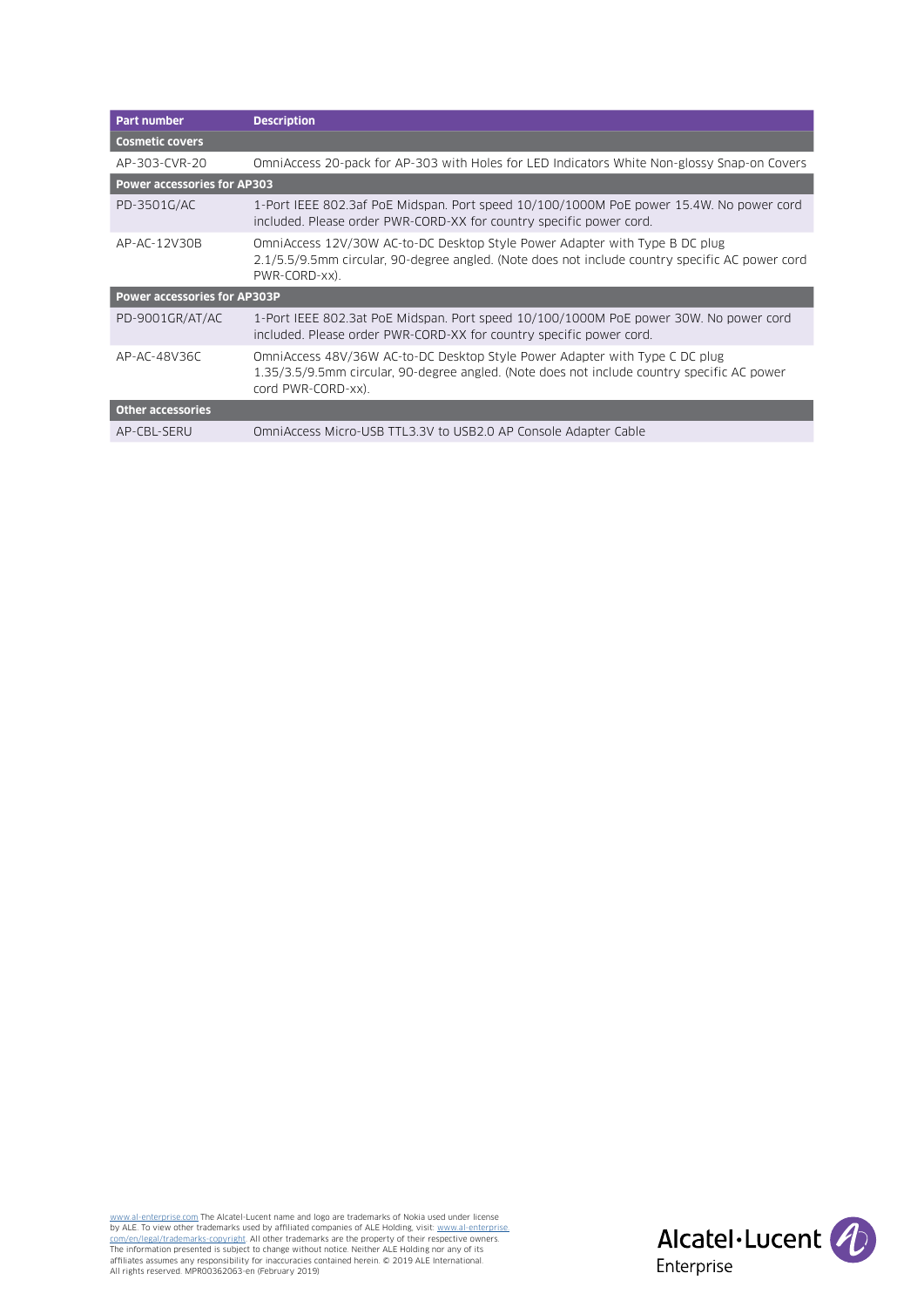| Part number | Description |
| --- | --- |
| **Cosmetic covers** | |
| AP-303-CVR-20 | OmniAccess 20-pack for AP-303 with Holes for LED Indicators White Non-glossy Snap-on Covers |
| **Power accessories for AP303** | |
| PD-3501G/AC | 1-Port IEEE 802.3af PoE Midspan. Port speed 10/100/1000M PoE power 15.4W. No power cord included. Please order PWR-CORD-XX for country specific power cord. |
| AP-AC-12V30B | OmniAccess 12V/30W AC-to-DC Desktop Style Power Adapter with Type B DC plug 2.1/5.5/9.5mm circular, 90-degree angled. (Note does not include country specific AC power cord PWR-CORD-xx). |
| **Power accessories for AP303P** | |
| PD-9001GR/AT/AC | 1-Port IEEE 802.3at PoE Midspan. Port speed 10/100/1000M PoE power 30W. No power cord included. Please order PWR-CORD-XX for country specific power cord. |
| AP-AC-48V36C | OmniAccess 48V/36W AC-to-DC Desktop Style Power Adapter with Type C DC plug 1.35/3.5/9.5mm circular, 90-degree angled. (Note does not include country specific AC power cord PWR-CORD-xx). |
| **Other accessories** | |
| AP-CBL-SERU | OmniAccess Micro-USB TTL3.3V to USB2.0 AP Console Adapter Cable |

www.al-enterprise.com The Alcatel-Lucent name and logo are trademarks of Nokia used under license by ALE. To view other trademarks used by affiliated companies of ALE Holding, visit: www.al-enterprise.com/en/legal/trademarks-copyright. All other trademarks are the property of their respective owners. The information presented is subject to change without notice. Neither ALE Holding nor any of its affiliates assumes any responsibility for inaccuracies contained herein. © 2019 ALE International. All rights reserved. MPR00362063-en (February 2019)

Alcatel·Lucent Enterprise